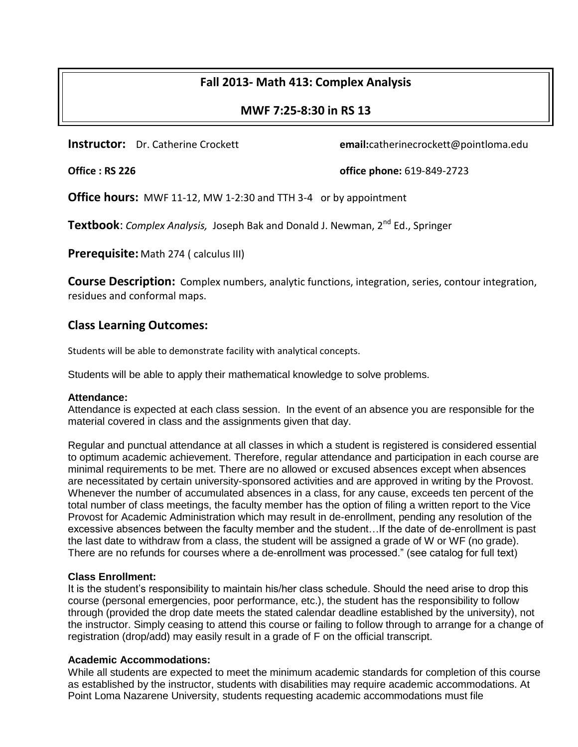# Fall 2013- Math 413: Complex Analysis

## MWF 7:25-8:30 in RS 13

**Instructor:** Dr. Catherine Crockett **email:**catherinecrockett@pointloma.edu

**Office : RS 226** **office phone:** 619-849-2723

**Office hours:** MWF 11-12, MW 1-2:30 and TTH 3-4 or by appointment

**Textbook**: *Complex Analysis,* Joseph Bak and Donald J. Newman, 2nd Ed., Springer

**Prerequisite:** Math 274 ( calculus III)

**Course Description:** Complex numbers, analytic functions, integration, series, contour integration, residues and conformal maps.

## Class Learning Outcomes:

Students will be able to demonstrate facility with analytical concepts.

Students will be able to apply their mathematical knowledge to solve problems.

**Attendance:**

Attendance is expected at each class session. In the event of an absence you are responsible for the material covered in class and the assignments given that day.

Regular and punctual attendance at all classes in which a student is registered is considered essential to optimum academic achievement. Therefore, regular attendance and participation in each course are minimal requirements to be met. There are no allowed or excused absences except when absences are necessitated by certain university-sponsored activities and are approved in writing by the Provost. Whenever the number of accumulated absences in a class, for any cause, exceeds ten percent of the total number of class meetings, the faculty member has the option of filing a written report to the Vice Provost for Academic Administration which may result in de-enrollment, pending any resolution of the excessive absences between the faculty member and the student…If the date of de-enrollment is past the last date to withdraw from a class, the student will be assigned a grade of W or WF (no grade). There are no refunds for courses where a de-enrollment was processed." (see catalog for full text)

**Class Enrollment:**

It is the student's responsibility to maintain his/her class schedule. Should the need arise to drop this course (personal emergencies, poor performance, etc.), the student has the responsibility to follow through (provided the drop date meets the stated calendar deadline established by the university), not the instructor. Simply ceasing to attend this course or failing to follow through to arrange for a change of registration (drop/add) may easily result in a grade of F on the official transcript.

**Academic Accommodations:**

While all students are expected to meet the minimum academic standards for completion of this course as established by the instructor, students with disabilities may require academic accommodations. At Point Loma Nazarene University, students requesting academic accommodations must file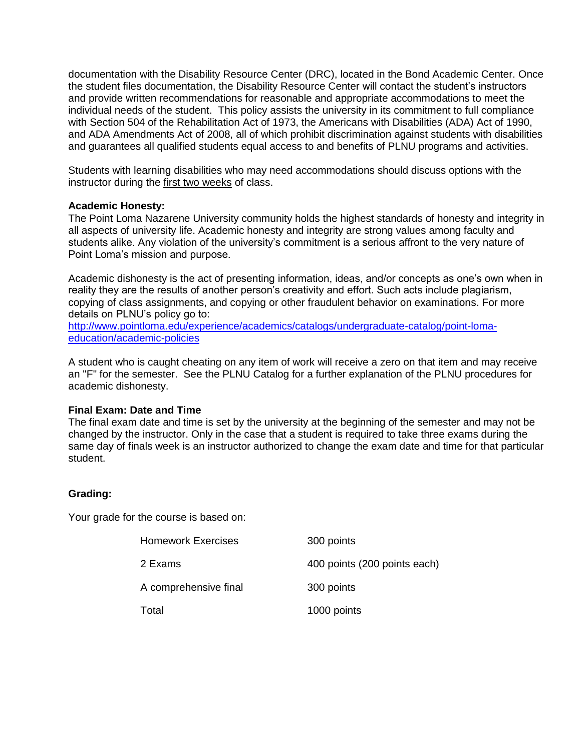documentation with the Disability Resource Center (DRC), located in the Bond Academic Center. Once the student files documentation, the Disability Resource Center will contact the student's instructors and provide written recommendations for reasonable and appropriate accommodations to meet the individual needs of the student. This policy assists the university in its commitment to full compliance with Section 504 of the Rehabilitation Act of 1973, the Americans with Disabilities (ADA) Act of 1990, and ADA Amendments Act of 2008, all of which prohibit discrimination against students with disabilities and guarantees all qualified students equal access to and benefits of PLNU programs and activities.

Students with learning disabilities who may need accommodations should discuss options with the instructor during the first two weeks of class.

**Academic Honesty:**
The Point Loma Nazarene University community holds the highest standards of honesty and integrity in all aspects of university life. Academic honesty and integrity are strong values among faculty and students alike. Any violation of the university's commitment is a serious affront to the very nature of Point Loma's mission and purpose.

Academic dishonesty is the act of presenting information, ideas, and/or concepts as one's own when in reality they are the results of another person's creativity and effort. Such acts include plagiarism, copying of class assignments, and copying or other fraudulent behavior on examinations. For more details on PLNU's policy go to:
[http://www.pointloma.edu/experience/academics/catalogs/undergraduate-catalog/point-loma-education/academic-policies](http://www.pointloma.edu/experience/academics/catalogs/undergraduate-catalog/point-loma-education/academic-policies)

A student who is caught cheating on any item of work will receive a zero on that item and may receive an "F" for the semester. See the PLNU Catalog for a further explanation of the PLNU procedures for academic dishonesty.

**Final Exam: Date and Time**
The final exam date and time is set by the university at the beginning of the semester and may not be changed by the instructor. Only in the case that a student is required to take three exams during the same day of finals week is an instructor authorized to change the exam date and time for that particular student.

**Grading:**

Your grade for the course is based on:

| | |
|---|---|
| Homework Exercises | 300 points |
| 2 Exams | 400 points (200 points each) |
| A comprehensive final | 300 points |
| Total | 1000 points |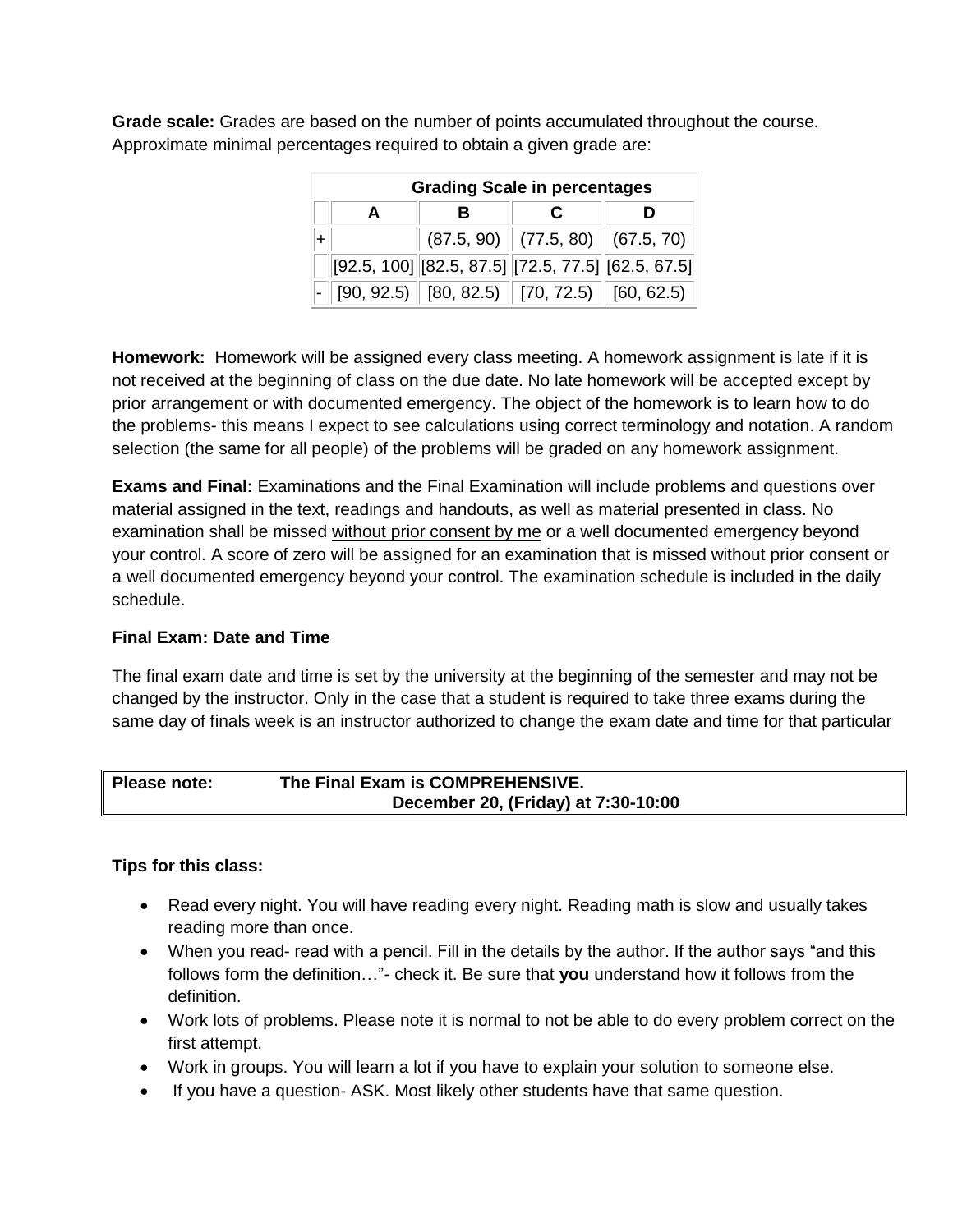**Grade scale:** Grades are based on the number of points accumulated throughout the course. Approximate minimal percentages required to obtain a given grade are:

| Grading Scale in percentages | | | | |
|---|---|---|---|---|
| | **A** | **B** | **C** | **D** |
| + | | (87.5, 90) | (77.5, 80) | (67.5, 70) |
| | [92.5, 100] | [82.5, 87.5] | [72.5, 77.5] | [62.5, 67.5] |
| - | [90, 92.5) | [80, 82.5) | [70, 72.5) | [60, 62.5) |

**Homework:** Homework will be assigned every class meeting. A homework assignment is late if it is not received at the beginning of class on the due date. No late homework will be accepted except by prior arrangement or with documented emergency. The object of the homework is to learn how to do the problems- this means I expect to see calculations using correct terminology and notation. A random selection (the same for all people) of the problems will be graded on any homework assignment.

**Exams and Final:** Examinations and the Final Examination will include problems and questions over material assigned in the text, readings and handouts, as well as material presented in class. No examination shall be missed without prior consent by me or a well documented emergency beyond your control. A score of zero will be assigned for an examination that is missed without prior consent or a well documented emergency beyond your control. The examination schedule is included in the daily schedule.

**Final Exam: Date and Time**

The final exam date and time is set by the university at the beginning of the semester and may not be changed by the instructor. Only in the case that a student is required to take three exams during the same day of finals week is an instructor authorized to change the exam date and time for that particular

| **Please note:** | **The Final Exam is COMPREHENSIVE.** <br> **December 20, (Friday) at 7:30-10:00** |
|---|---|

**Tips for this class:**

- Read every night. You will have reading every night. Reading math is slow and usually takes reading more than once.
- When you read- read with a pencil. Fill in the details by the author. If the author says "and this follows form the definition…"- check it. Be sure that **you** understand how it follows from the definition.
- Work lots of problems. Please note it is normal to not be able to do every problem correct on the first attempt.
- Work in groups. You will learn a lot if you have to explain your solution to someone else.
- If you have a question- ASK. Most likely other students have that same question.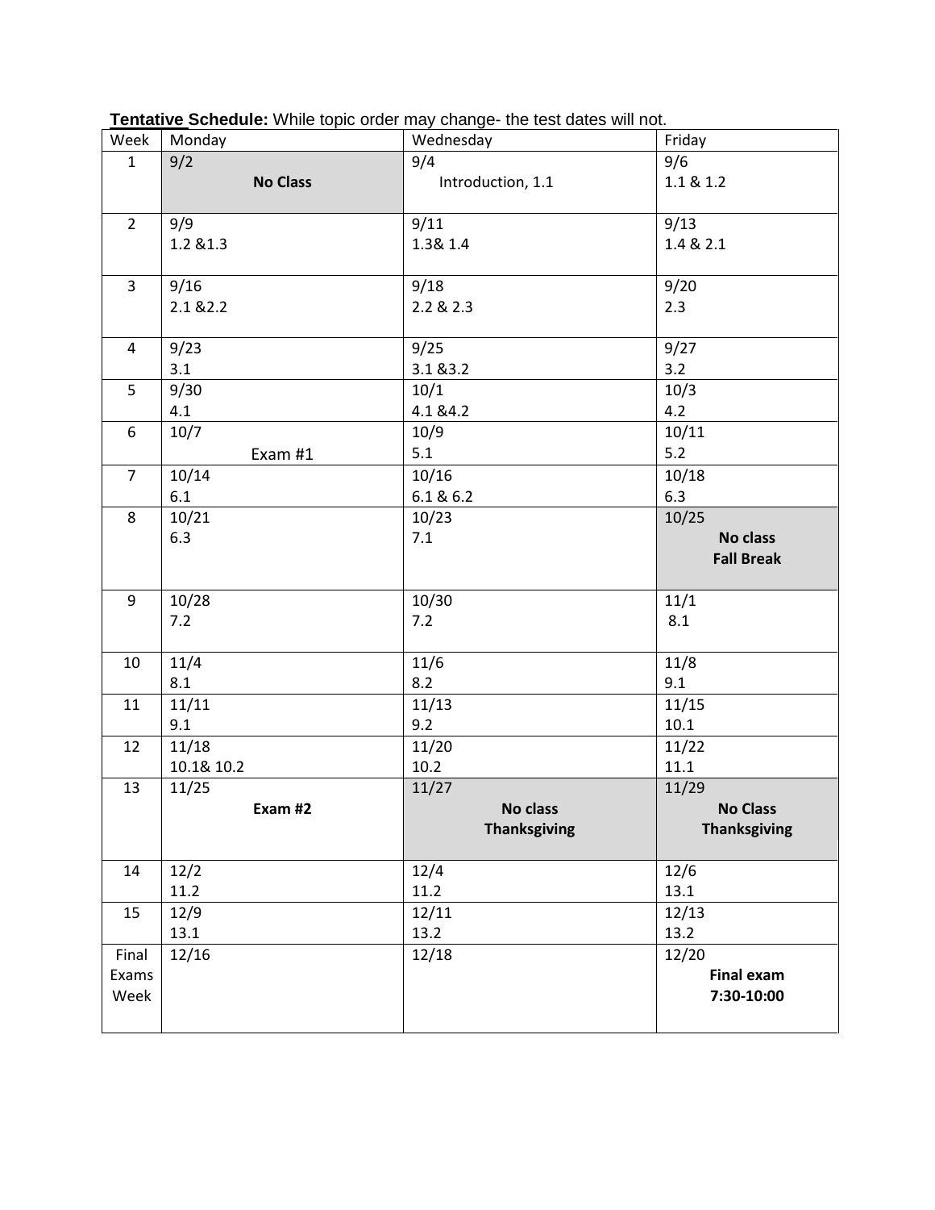**Tentative Schedule:** While topic order may change- the test dates will not.

| Week | Monday | Wednesday | Friday |
| --- | --- | --- | --- |
| 1 | 9/2 **No Class** | 9/4 Introduction, 1.1 | 9/6 1.1 & 1.2 |
| 2 | 9/9 1.2 &1.3 | 9/11 1.3& 1.4 | 9/13 1.4 & 2.1 |
| 3 | 9/16 2.1 &2.2 | 9/18 2.2 & 2.3 | 9/20 2.3 |
| 4 | 9/23 3.1 | 9/25 3.1 &3.2 | 9/27 3.2 |
| 5 | 9/30 4.1 | 10/1 4.1 &4.2 | 10/3 4.2 |
| 6 | 10/7 Exam #1 | 10/9 5.1 | 10/11 5.2 |
| 7 | 10/14 6.1 | 10/16 6.1 & 6.2 | 10/18 6.3 |
| 8 | 10/21 6.3 | 10/23 7.1 | 10/25 **No class Fall Break** |
| 9 | 10/28 7.2 | 10/30 7.2 | 11/1 8.1 |
| 10 | 11/4 8.1 | 11/6 8.2 | 11/8 9.1 |
| 11 | 11/11 9.1 | 11/13 9.2 | 11/15 10.1 |
| 12 | 11/18 10.1& 10.2 | 11/20 10.2 | 11/22 11.1 |
| 13 | 11/25 **Exam #2** | 11/27 **No class Thanksgiving** | 11/29 **No Class Thanksgiving** |
| 14 | 12/2 11.2 | 12/4 11.2 | 12/6 13.1 |
| 15 | 12/9 13.1 | 12/11 13.2 | 12/13 13.2 |
| Final Exams Week | 12/16 | 12/18 | 12/20 **Final exam 7:30-10:00** |